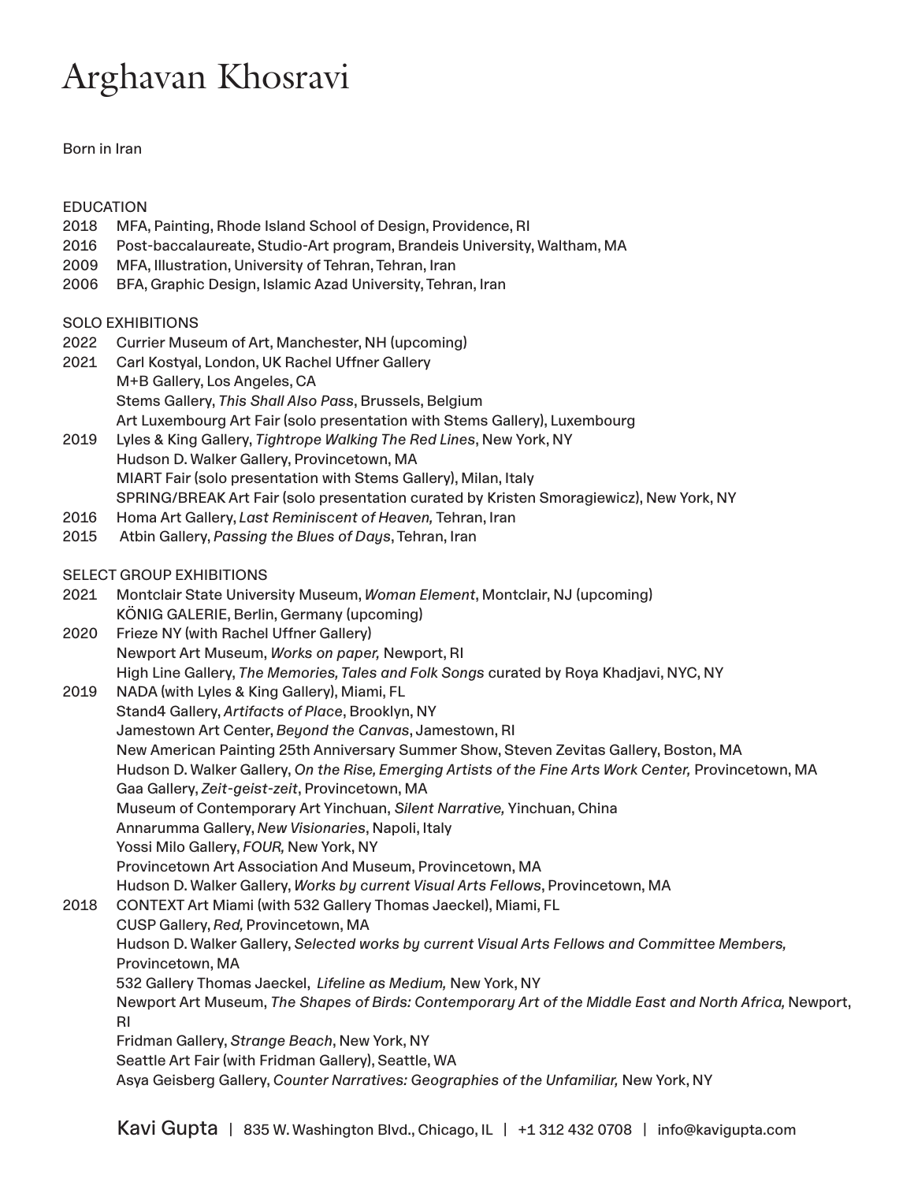# Arghavan Khosravi

Born in Iran

## EDUCATION

2018 MFA, Painting, Rhode Island School of Design, Providence, RI
2016 Post-baccalaureate, Studio-Art program, Brandeis University, Waltham, MA
2009 MFA, Illustration, University of Tehran, Tehran, Iran
2006 BFA, Graphic Design, Islamic Azad University, Tehran, Iran

## SOLO EXHIBITIONS

2022 Currier Museum of Art, Manchester, NH (upcoming)
2021 Carl Kostyal, London, UK Rachel Uffner Gallery
M+B Gallery, Los Angeles, CA
Stems Gallery, *This Shall Also Pass*, Brussels, Belgium
Art Luxembourg Art Fair (solo presentation with Stems Gallery), Luxembourg
2019 Lyles & King Gallery, *Tightrope Walking The Red Lines*, New York, NY
Hudson D. Walker Gallery, Provincetown, MA
MIART Fair (solo presentation with Stems Gallery), Milan, Italy
SPRING/BREAK Art Fair (solo presentation curated by Kristen Smoragiewicz), New York, NY
2016 Homa Art Gallery, *Last Reminiscent of Heaven,* Tehran, Iran
2015 Atbin Gallery, *Passing the Blues of Days*, Tehran, Iran

## SELECT GROUP EXHIBITIONS

2021 Montclair State University Museum, *Woman Element*, Montclair, NJ (upcoming)
KÖNIG GALERIE, Berlin, Germany (upcoming)
2020 Frieze NY (with Rachel Uffner Gallery)
Newport Art Museum, *Works on paper,* Newport, RI
High Line Gallery, *The Memories, Tales and Folk Songs* curated by Roya Khadjavi, NYC, NY
2019 NADA (with Lyles & King Gallery), Miami, FL
Stand4 Gallery, *Artifacts of Place*, Brooklyn, NY
Jamestown Art Center, *Beyond the Canvas*, Jamestown, RI
New American Painting 25th Anniversary Summer Show, Steven Zevitas Gallery, Boston, MA
Hudson D. Walker Gallery, *On the Rise, Emerging Artists of the Fine Arts Work Center,* Provincetown, MA
Gaa Gallery, *Zeit-geist-zeit*, Provincetown, MA
Museum of Contemporary Art Yinchuan, *Silent Narrative,* Yinchuan, China
Annarumma Gallery, *New Visionaries*, Napoli, Italy
Yossi Milo Gallery, *FOUR,* New York, NY
Provincetown Art Association And Museum, Provincetown, MA
Hudson D. Walker Gallery, *Works by current Visual Arts Fellows*, Provincetown, MA
2018 CONTEXT Art Miami (with 532 Gallery Thomas Jaeckel), Miami, FL
CUSP Gallery, *Red,* Provincetown, MA
Hudson D. Walker Gallery, *Selected works by current Visual Arts Fellows and Committee Members,* Provincetown, MA
532 Gallery Thomas Jaeckel, *Lifeline as Medium,* New York, NY
Newport Art Museum, *The Shapes of Birds: Contemporary Art of the Middle East and North Africa,* Newport, RI
Fridman Gallery, *Strange Beach*, New York, NY
Seattle Art Fair (with Fridman Gallery), Seattle, WA
Asya Geisberg Gallery, *Counter Narratives: Geographies of the Unfamiliar,* New York, NY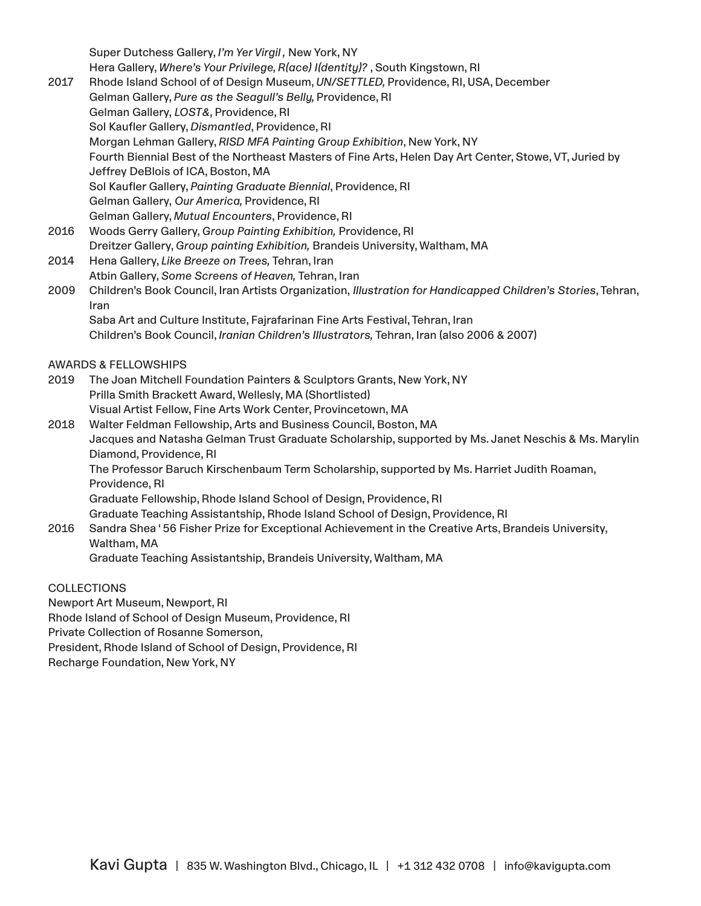Super Dutchess Gallery, *I'm Yer Virgil ,* New York, NY
Hera Gallery, *Where's Your Privilege, R(ace) I(dentity)?* , South Kingstown, RI

2017 Rhode Island School of of Design Museum, *UN/SETTLED,* Providence, RI, USA, December
Gelman Gallery, *Pure as the Seagull's Belly,* Providence, RI
Gelman Gallery, *LOST&*, Providence, RI
Sol Kaufler Gallery, *Dismantled*, Providence, RI
Morgan Lehman Gallery, *RISD MFA Painting Group Exhibition*, New York, NY
Fourth Biennial Best of the Northeast Masters of Fine Arts, Helen Day Art Center, Stowe, VT, Juried by Jeffrey DeBlois of ICA, Boston, MA
Sol Kaufler Gallery, *Painting Graduate Biennial*, Providence, RI
Gelman Gallery, *Our America,* Providence, RI
Gelman Gallery, *Mutual Encounters*, Providence, RI

2016 Woods Gerry Gallery, *Group Painting Exhibition,* Providence, RI
Dreitzer Gallery, *Group painting Exhibition,* Brandeis University, Waltham, MA

2014 Hena Gallery, *Like Breeze on Trees,* Tehran, Iran
Atbin Gallery, *Some Screens of Heaven,* Tehran, Iran

2009 Children's Book Council, Iran Artists Organization, *Illustration for Handicapped Children's Stories*, Tehran, Iran
Saba Art and Culture Institute, Fajrafarinan Fine Arts Festival, Tehran, Iran
Children's Book Council, *Iranian Children's Illustrators,* Tehran, Iran (also 2006 & 2007)

AWARDS & FELLOWSHIPS

2019 The Joan Mitchell Foundation Painters & Sculptors Grants, New York, NY
Prilla Smith Brackett Award, Wellesly, MA (Shortlisted)
Visual Artist Fellow, Fine Arts Work Center, Provincetown, MA

2018 Walter Feldman Fellowship, Arts and Business Council, Boston, MA
Jacques and Natasha Gelman Trust Graduate Scholarship, supported by Ms. Janet Neschis & Ms. Marylin Diamond, Providence, RI
The Professor Baruch Kirschenbaum Term Scholarship, supported by Ms. Harriet Judith Roaman, Providence, RI
Graduate Fellowship, Rhode Island School of Design, Providence, RI
Graduate Teaching Assistantship, Rhode Island School of Design, Providence, RI

2016 Sandra Shea ' 56 Fisher Prize for Exceptional Achievement in the Creative Arts, Brandeis University, Waltham, MA
Graduate Teaching Assistantship, Brandeis University, Waltham, MA

COLLECTIONS

Newport Art Museum, Newport, RI
Rhode Island of School of Design Museum, Providence, RI
Private Collection of Rosanne Somerson,
President, Rhode Island of School of Design, Providence, RI
Recharge Foundation, New York, NY